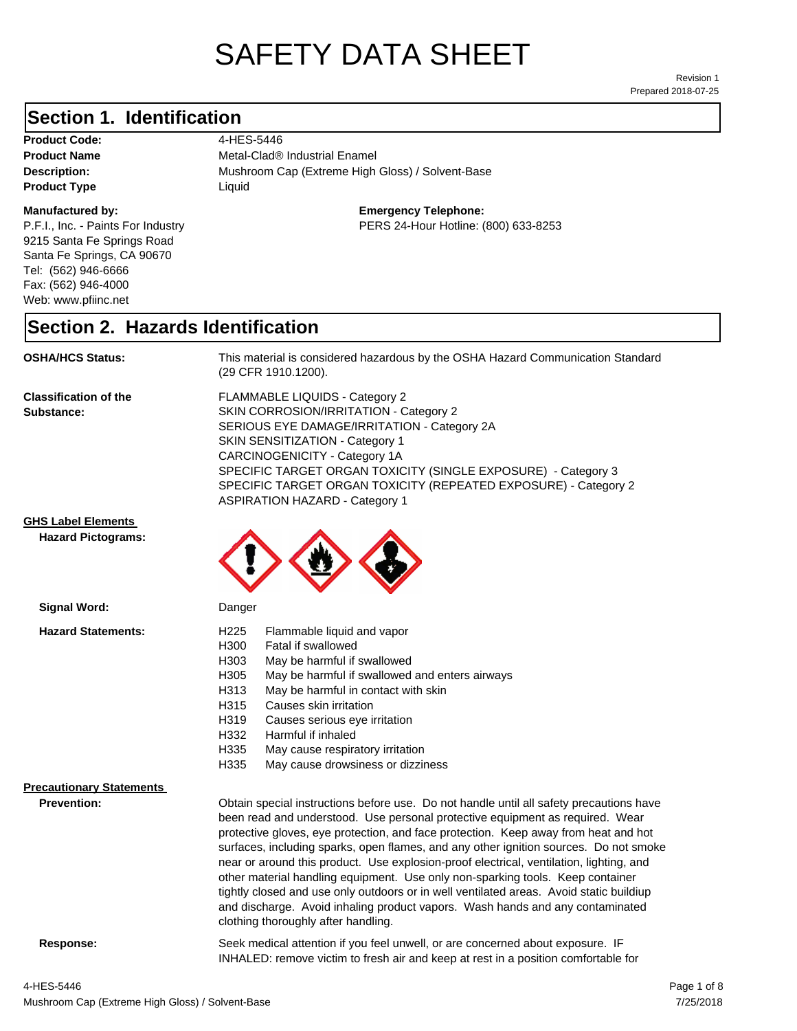# SAFETY DATA SHEET

Revision 1
Prepared 2018-07-25

## Section 1. Identification

**Product Code:** 4-HES-5446
**Product Name** Metal-Clad® Industrial Enamel
**Description:** Mushroom Cap (Extreme High Gloss) / Solvent-Base
**Product Type** Liquid

**Manufactured by:**
P.F.I., Inc. - Paints For Industry
9215 Santa Fe Springs Road
Santa Fe Springs, CA 90670
Tel: (562) 946-6666
Fax: (562) 946-4000
Web: www.pfiinc.net

**Emergency Telephone:**
PERS 24-Hour Hotline: (800) 633-8253

## Section 2. Hazards Identification

**OSHA/HCS Status:** This material is considered hazardous by the OSHA Hazard Communication Standard (29 CFR 1910.1200).

**Classification of the Substance:**
FLAMMABLE LIQUIDS - Category 2
SKIN CORROSION/IRRITATION - Category 2
SERIOUS EYE DAMAGE/IRRITATION - Category 2A
SKIN SENSITIZATION - Category 1
CARCINOGENICITY - Category 1A
SPECIFIC TARGET ORGAN TOXICITY (SINGLE EXPOSURE) - Category 3
SPECIFIC TARGET ORGAN TOXICITY (REPEATED EXPOSURE) - Category 2
ASPIRATION HAZARD - Category 1

**GHS Label Elements**

**Hazard Pictograms:**

**Signal Word:** Danger

**Hazard Statements:**

- H225 Flammable liquid and vapor
- H300 Fatal if swallowed
- H303 May be harmful if swallowed
- H305 May be harmful if swallowed and enters airways
- H313 May be harmful in contact with skin
- H315 Causes skin irritation
- H319 Causes serious eye irritation
- H332 Harmful if inhaled
- H335 May cause respiratory irritation
- H335 May cause drowsiness or dizziness

**Precautionary Statements**

**Prevention:** Obtain special instructions before use. Do not handle until all safety precautions have been read and understood. Use personal protective equipment as required. Wear protective gloves, eye protection, and face protection. Keep away from heat and hot surfaces, including sparks, open flames, and any other ignition sources. Do not smoke near or around this product. Use explosion-proof electrical, ventilation, lighting, and other material handling equipment. Use only non-sparking tools. Keep container tightly closed and use only outdoors or in well ventilated areas. Avoid static buildiup and discharge. Avoid inhaling product vapors. Wash hands and any contaminated clothing thoroughly after handling.

**Response:** Seek medical attention if you feel unwell, or are concerned about exposure. IF INHALED: remove victim to fresh air and keep at rest in a position comfortable for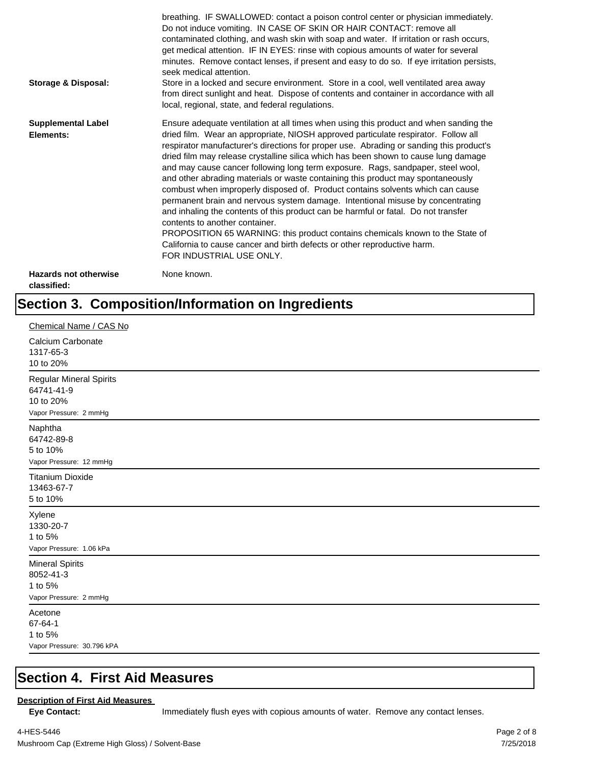breathing. IF SWALLOWED: contact a poison control center or physician immediately. Do not induce vomiting. IN CASE OF SKIN OR HAIR CONTACT: remove all contaminated clothing, and wash skin with soap and water. If irritation or rash occurs, get medical attention. IF IN EYES: rinse with copious amounts of water for several minutes. Remove contact lenses, if present and easy to do so. If eye irritation persists, seek medical attention.

**Storage & Disposal:** Store in a locked and secure environment. Store in a cool, well ventilated area away from direct sunlight and heat. Dispose of contents and container in accordance with all local, regional, state, and federal regulations.

**Supplemental Label Elements:** Ensure adequate ventilation at all times when using this product and when sanding the dried film. Wear an appropriate, NIOSH approved particulate respirator. Follow all respirator manufacturer's directions for proper use. Abrading or sanding this product's dried film may release crystalline silica which has been shown to cause lung damage and may cause cancer following long term exposure. Rags, sandpaper, steel wool, and other abrading materials or waste containing this product may spontaneously combust when improperly disposed of. Product contains solvents which can cause permanent brain and nervous system damage. Intentional misuse by concentrating and inhaling the contents of this product can be harmful or fatal. Do not transfer contents to another container.
PROPOSITION 65 WARNING: this product contains chemicals known to the State of California to cause cancer and birth defects or other reproductive harm.
FOR INDUSTRIAL USE ONLY.

**Hazards not otherwise classified:** None known.

# Section 3. Composition/Information on Ingredients

Chemical Name / CAS No

Calcium Carbonate
1317-65-3
10 to 20%

---

Regular Mineral Spirits
64741-41-9
10 to 20%
Vapor Pressure: 2 mmHg

---

Naphtha
64742-89-8
5 to 10%
Vapor Pressure: 12 mmHg

---

Titanium Dioxide
13463-67-7
5 to 10%

---

Xylene
1330-20-7
1 to 5%
Vapor Pressure: 1.06 kPa

---

Mineral Spirits
8052-41-3
1 to 5%
Vapor Pressure: 2 mmHg

---

Acetone
67-64-1
1 to 5%
Vapor Pressure: 30.796 kPA

---

# Section 4. First Aid Measures

**Description of First Aid Measures**

**Eye Contact:** Immediately flush eyes with copious amounts of water. Remove any contact lenses.

4-HES-5446
Mushroom Cap (Extreme High Gloss) / Solvent-Base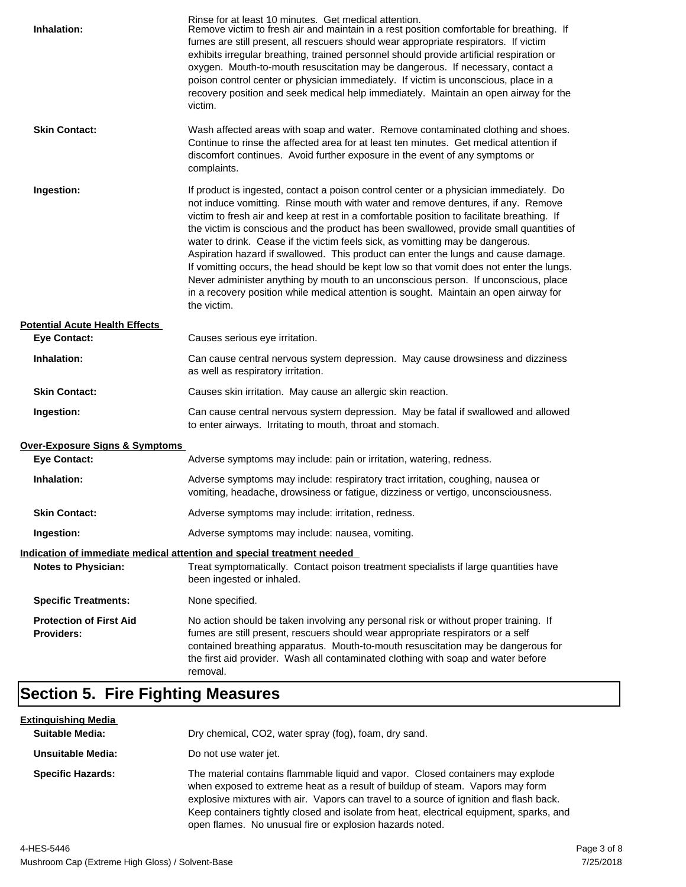Rinse for at least 10 minutes. Get medical attention.

**Inhalation:** Remove victim to fresh air and maintain in a rest position comfortable for breathing. If fumes are still present, all rescuers should wear appropriate respirators. If victim exhibits irregular breathing, trained personnel should provide artificial respiration or oxygen. Mouth-to-mouth resuscitation may be dangerous. If necessary, contact a poison control center or physician immediately. If victim is unconscious, place in a recovery position and seek medical help immediately. Maintain an open airway for the victim.

**Skin Contact:** Wash affected areas with soap and water. Remove contaminated clothing and shoes. Continue to rinse the affected area for at least ten minutes. Get medical attention if discomfort continues. Avoid further exposure in the event of any symptoms or complaints.

**Ingestion:** If product is ingested, contact a poison control center or a physician immediately. Do not induce vomitting. Rinse mouth with water and remove dentures, if any. Remove victim to fresh air and keep at rest in a comfortable position to facilitate breathing. If the victim is conscious and the product has been swallowed, provide small quantities of water to drink. Cease if the victim feels sick, as vomitting may be dangerous. Aspiration hazard if swallowed. This product can enter the lungs and cause damage. If vomitting occurs, the head should be kept low so that vomit does not enter the lungs. Never administer anything by mouth to an unconscious person. If unconscious, place in a recovery position while medical attention is sought. Maintain an open airway for the victim.

**Potential Acute Health Effects**

**Eye Contact:** Causes serious eye irritation.

**Inhalation:** Can cause central nervous system depression. May cause drowsiness and dizziness as well as respiratory irritation.

**Skin Contact:** Causes skin irritation. May cause an allergic skin reaction.

**Ingestion:** Can cause central nervous system depression. May be fatal if swallowed and allowed to enter airways. Irritating to mouth, throat and stomach.

**Over-Exposure Signs & Symptoms**

**Eye Contact:** Adverse symptoms may include: pain or irritation, watering, redness.

**Inhalation:** Adverse symptoms may include: respiratory tract irritation, coughing, nausea or vomiting, headache, drowsiness or fatigue, dizziness or vertigo, unconsciousness.

**Skin Contact:** Adverse symptoms may include: irritation, redness.

**Ingestion:** Adverse symptoms may include: nausea, vomiting.

**Indication of immediate medical attention and special treatment needed**

**Notes to Physician:** Treat symptomatically. Contact poison treatment specialists if large quantities have been ingested or inhaled.

**Specific Treatments:** None specified.

**Protection of First Aid Providers:** No action should be taken involving any personal risk or without proper training. If fumes are still present, rescuers should wear appropriate respirators or a self contained breathing apparatus. Mouth-to-mouth resuscitation may be dangerous for the first aid provider. Wash all contaminated clothing with soap and water before removal.

# Section 5. Fire Fighting Measures

**Extinguishing Media**

**Suitable Media:** Dry chemical, $CO_2$, water spray (fog), foam, dry sand.

**Unsuitable Media:** Do not use water jet.

**Specific Hazards:** The material contains flammable liquid and vapor. Closed containers may explode when exposed to extreme heat as a result of buildup of steam. Vapors may form explosive mixtures with air. Vapors can travel to a source of ignition and flash back. Keep containers tightly closed and isolate from heat, electrical equipment, sparks, and open flames. No unusual fire or explosion hazards noted.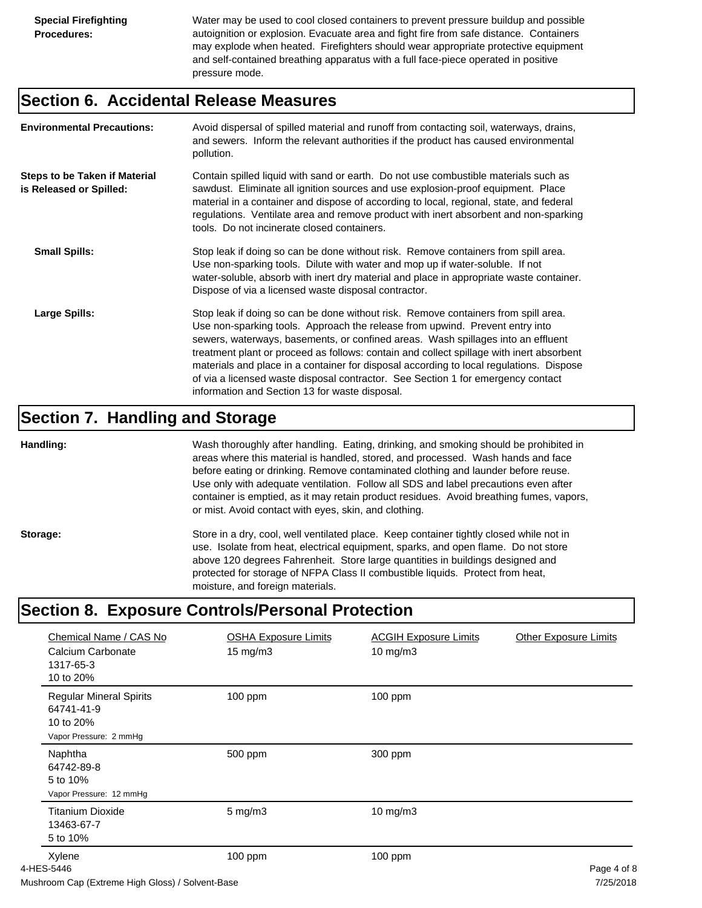**Special Firefighting Procedures:** Water may be used to cool closed containers to prevent pressure buildup and possible autoignition or explosion. Evacuate area and fight fire from safe distance. Containers may explode when heated. Firefighters should wear appropriate protective equipment and self-contained breathing apparatus with a full face-piece operated in positive pressure mode.

## Section 6. Accidental Release Measures

**Environmental Precautions:** Avoid dispersal of spilled material and runoff from contacting soil, waterways, drains, and sewers. Inform the relevant authorities if the product has caused environmental pollution.

**Steps to be Taken if Material is Released or Spilled:** Contain spilled liquid with sand or earth. Do not use combustible materials such as sawdust. Eliminate all ignition sources and use explosion-proof equipment. Place material in a container and dispose of according to local, regional, state, and federal regulations. Ventilate area and remove product with inert absorbent and non-sparking tools. Do not incinerate closed containers.

**Small Spills:** Stop leak if doing so can be done without risk. Remove containers from spill area. Use non-sparking tools. Dilute with water and mop up if water-soluble. If not water-soluble, absorb with inert dry material and place in appropriate waste container. Dispose of via a licensed waste disposal contractor.

**Large Spills:** Stop leak if doing so can be done without risk. Remove containers from spill area. Use non-sparking tools. Approach the release from upwind. Prevent entry into sewers, waterways, basements, or confined areas. Wash spillages into an effluent treatment plant or proceed as follows: contain and collect spillage with inert absorbent materials and place in a container for disposal according to local regulations. Dispose of via a licensed waste disposal contractor. See Section 1 for emergency contact information and Section 13 for waste disposal.

## Section 7. Handling and Storage

**Handling:** Wash thoroughly after handling. Eating, drinking, and smoking should be prohibited in areas where this material is handled, stored, and processed. Wash hands and face before eating or drinking. Remove contaminated clothing and launder before reuse. Use only with adequate ventilation. Follow all SDS and label precautions even after container is emptied, as it may retain product residues. Avoid breathing fumes, vapors, or mist. Avoid contact with eyes, skin, and clothing.

**Storage:** Store in a dry, cool, well ventilated place. Keep container tightly closed while not in use. Isolate from heat, electrical equipment, sparks, and open flame. Do not store above 120 degrees Fahrenheit. Store large quantities in buildings designed and protected for storage of NFPA Class II combustible liquids. Protect from heat, moisture, and foreign materials.

## Section 8. Exposure Controls/Personal Protection

| Chemical Name / CAS No | OSHA Exposure Limits | ACGIH Exposure Limits | Other Exposure Limits |
|---|---|---|---|
| Calcium Carbonate<br>1317-65-3<br>10 to 20% | 15 mg/m3 | 10 mg/m3 | |
| Regular Mineral Spirits<br>64741-41-9<br>10 to 20%<br>Vapor Pressure: 2 mmHg | 100 ppm | 100 ppm | |
| Naphtha<br>64742-89-8<br>5 to 10%<br>Vapor Pressure: 12 mmHg | 500 ppm | 300 ppm | |
| Titanium Dioxide<br>13463-67-7<br>5 to 10% | 5 mg/m3 | 10 mg/m3 | |
| Xylene | 100 ppm | 100 ppm | |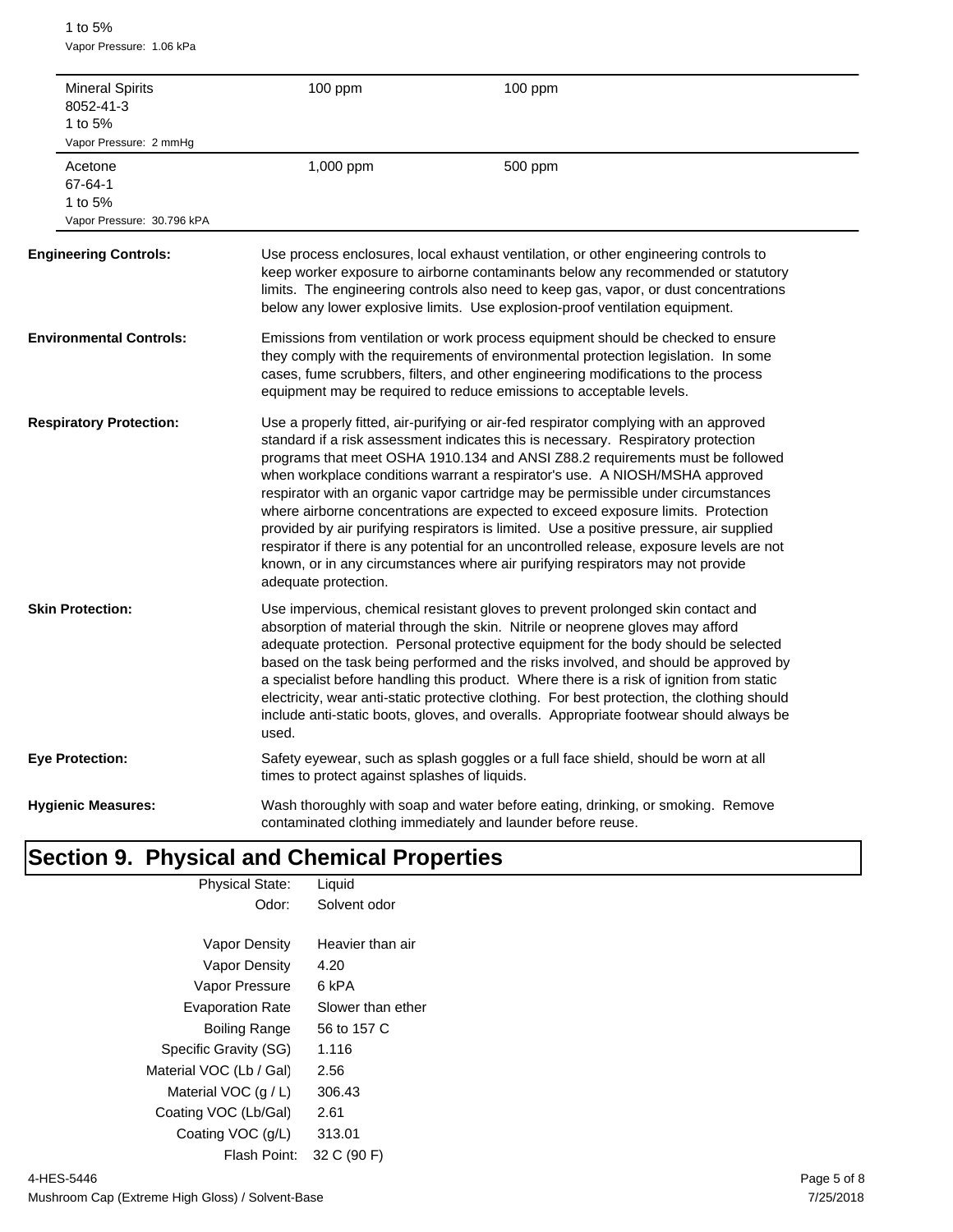1 to 5%
Vapor Pressure: 1.06 kPa

| | | |
|---|---|---|
| Mineral Spirits<br>8052-41-3<br>1 to 5%<br>Vapor Pressure: 2 mmHg | 100 ppm | 100 ppm |
| Acetone<br>67-64-1<br>1 to 5%<br>Vapor Pressure: 30.796 kPA | 1,000 ppm | 500 ppm |

**Engineering Controls:** Use process enclosures, local exhaust ventilation, or other engineering controls to keep worker exposure to airborne contaminants below any recommended or statutory limits. The engineering controls also need to keep gas, vapor, or dust concentrations below any lower explosive limits. Use explosion-proof ventilation equipment.

**Environmental Controls:** Emissions from ventilation or work process equipment should be checked to ensure they comply with the requirements of environmental protection legislation. In some cases, fume scrubbers, filters, and other engineering modifications to the process equipment may be required to reduce emissions to acceptable levels.

**Respiratory Protection:** Use a properly fitted, air-purifying or air-fed respirator complying with an approved standard if a risk assessment indicates this is necessary. Respiratory protection programs that meet OSHA 1910.134 and ANSI Z88.2 requirements must be followed when workplace conditions warrant a respirator's use. A NIOSH/MSHA approved respirator with an organic vapor cartridge may be permissible under circumstances where airborne concentrations are expected to exceed exposure limits. Protection provided by air purifying respirators is limited. Use a positive pressure, air supplied respirator if there is any potential for an uncontrolled release, exposure levels are not known, or in any circumstances where air purifying respirators may not provide adequate protection.

**Skin Protection:** Use impervious, chemical resistant gloves to prevent prolonged skin contact and absorption of material through the skin. Nitrile or neoprene gloves may afford adequate protection. Personal protective equipment for the body should be selected based on the task being performed and the risks involved, and should be approved by a specialist before handling this product. Where there is a risk of ignition from static electricity, wear anti-static protective clothing. For best protection, the clothing should include anti-static boots, gloves, and overalls. Appropriate footwear should always be used.

**Eye Protection:** Safety eyewear, such as splash goggles or a full face shield, should be worn at all times to protect against splashes of liquids.

**Hygienic Measures:** Wash thoroughly with soap and water before eating, drinking, or smoking. Remove contaminated clothing immediately and launder before reuse.

# Section 9. Physical and Chemical Properties

| | |
|---|---|
| Physical State: | Liquid |
| Odor: | Solvent odor |
| Vapor Density | Heavier than air |
| Vapor Density | 4.20 |
| Vapor Pressure | 6 kPA |
| Evaporation Rate | Slower than ether |
| Boiling Range | 56 to 157 C |
| Specific Gravity (SG) | 1.116 |
| Material VOC (Lb / Gal) | 2.56 |
| Material VOC (g / L) | 306.43 |
| Coating VOC (Lb/Gal) | 2.61 |
| Coating VOC (g/L) | 313.01 |
| Flash Point: | 32 C (90 F) |

4-HES-5446
Mushroom Cap (Extreme High Gloss) / Solvent-Base
7/25/2018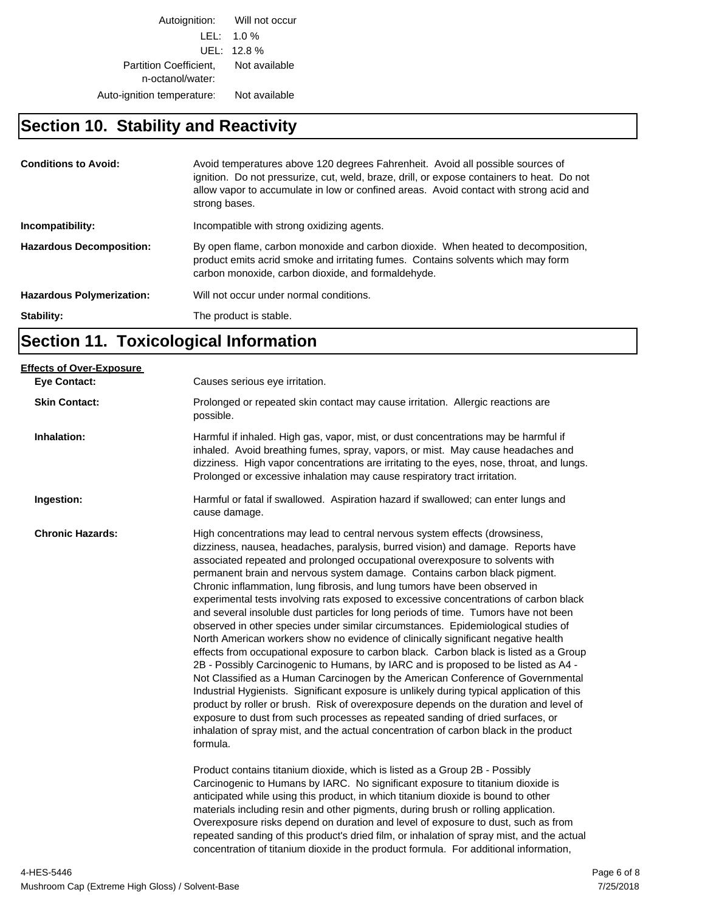| | |
|---|---|
| Autoignition: | Will not occur |
| LEL: | 1.0 % |
| UEL: | 12.8 % |
| Partition Coefficient, n-octanol/water: | Not available |
| Auto-ignition temperature: | Not available |

## Section 10. Stability and Reactivity

**Conditions to Avoid:** Avoid temperatures above 120 degrees Fahrenheit. Avoid all possible sources of ignition. Do not pressurize, cut, weld, braze, drill, or expose containers to heat. Do not allow vapor to accumulate in low or confined areas. Avoid contact with strong acid and strong bases.

**Incompatibility:** Incompatible with strong oxidizing agents.

**Hazardous Decomposition:** By open flame, carbon monoxide and carbon dioxide. When heated to decomposition, product emits acrid smoke and irritating fumes. Contains solvents which may form carbon monoxide, carbon dioxide, and formaldehyde.

**Hazardous Polymerization:** Will not occur under normal conditions.

**Stability:** The product is stable.

## Section 11. Toxicological Information

**Effects of Over-Exposure**

**Eye Contact:** Causes serious eye irritation.

**Skin Contact:** Prolonged or repeated skin contact may cause irritation. Allergic reactions are possible.

**Inhalation:** Harmful if inhaled. High gas, vapor, mist, or dust concentrations may be harmful if inhaled. Avoid breathing fumes, spray, vapors, or mist. May cause headaches and dizziness. High vapor concentrations are irritating to the eyes, nose, throat, and lungs. Prolonged or excessive inhalation may cause respiratory tract irritation.

**Ingestion:** Harmful or fatal if swallowed. Aspiration hazard if swallowed; can enter lungs and cause damage.

**Chronic Hazards:** High concentrations may lead to central nervous system effects (drowsiness, dizziness, nausea, headaches, paralysis, burred vision) and damage. Reports have associated repeated and prolonged occupational overexposure to solvents with permanent brain and nervous system damage. Contains carbon black pigment. Chronic inflammation, lung fibrosis, and lung tumors have been observed in experimental tests involving rats exposed to excessive concentrations of carbon black and several insoluble dust particles for long periods of time. Tumors have not been observed in other species under similar circumstances. Epidemiological studies of North American workers show no evidence of clinically significant negative health effects from occupational exposure to carbon black. Carbon black is listed as a Group 2B - Possibly Carcinogenic to Humans, by IARC and is proposed to be listed as A4 - Not Classified as a Human Carcinogen by the American Conference of Governmental Industrial Hygienists. Significant exposure is unlikely during typical application of this product by roller or brush. Risk of overexposure depends on the duration and level of exposure to dust from such processes as repeated sanding of dried surfaces, or inhalation of spray mist, and the actual concentration of carbon black in the product formula.

Product contains titanium dioxide, which is listed as a Group 2B - Possibly Carcinogenic to Humans by IARC. No significant exposure to titanium dioxide is anticipated while using this product, in which titanium dioxide is bound to other materials including resin and other pigments, during brush or rolling application. Overexposure risks depend on duration and level of exposure to dust, such as from repeated sanding of this product's dried film, or inhalation of spray mist, and the actual concentration of titanium dioxide in the product formula. For additional information,

4-HES-5446
Mushroom Cap (Extreme High Gloss) / Solvent-Base
7/25/2018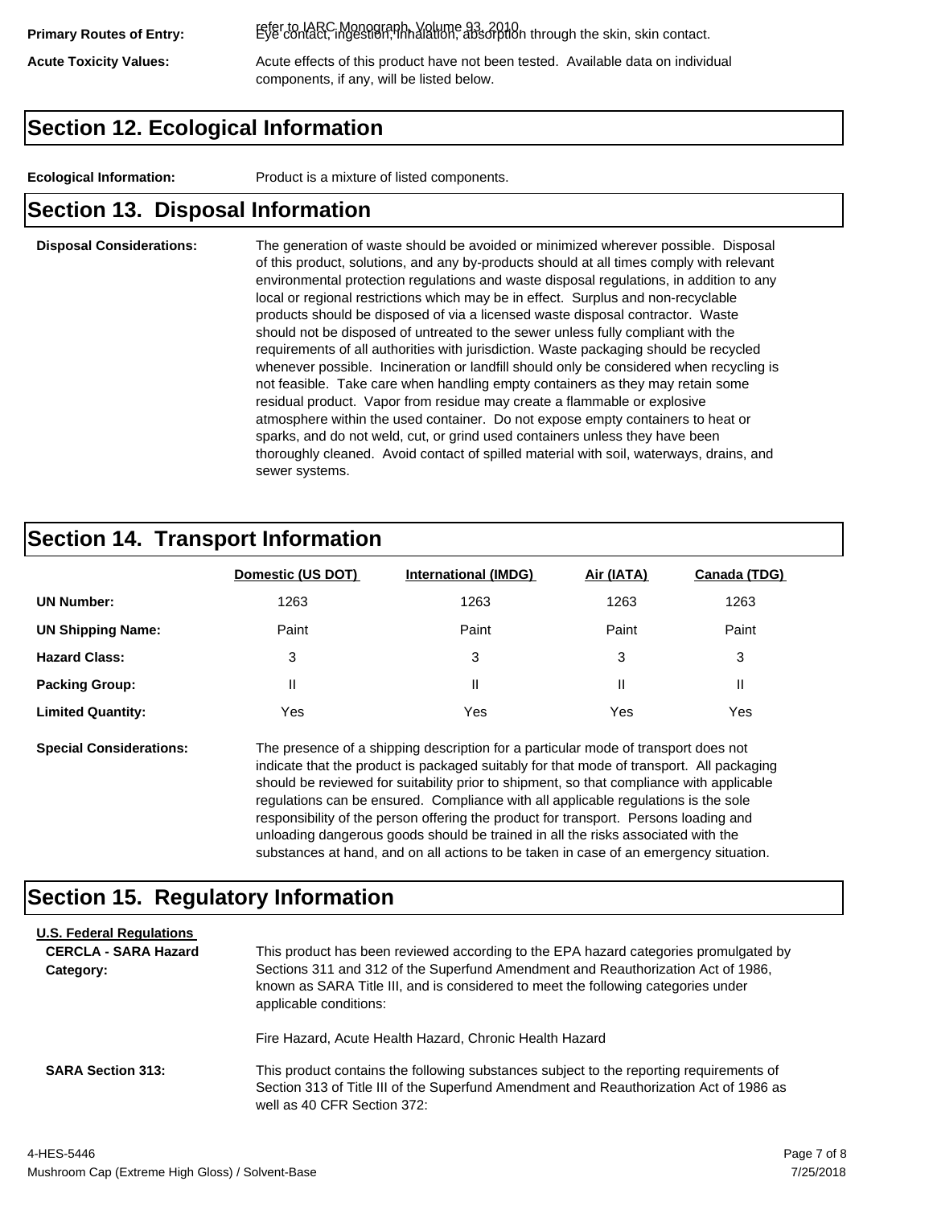**Primary Routes of Entry:** refer to IARC Monograph, Volume 93, 2010. Eye contact, ingestion, inhalation, absorption through the skin, skin contact.

**Acute Toxicity Values:** Acute effects of this product have not been tested. Available data on individual components, if any, will be listed below.

## Section 12. Ecological Information

**Ecological Information:** Product is a mixture of listed components.

## Section 13. Disposal Information

**Disposal Considerations:** The generation of waste should be avoided or minimized wherever possible. Disposal of this product, solutions, and any by-products should at all times comply with relevant environmental protection regulations and waste disposal regulations, in addition to any local or regional restrictions which may be in effect. Surplus and non-recyclable products should be disposed of via a licensed waste disposal contractor. Waste should not be disposed of untreated to the sewer unless fully compliant with the requirements of all authorities with jurisdiction. Waste packaging should be recycled whenever possible. Incineration or landfill should only be considered when recycling is not feasible. Take care when handling empty containers as they may retain some residual product. Vapor from residue may create a flammable or explosive atmosphere within the used container. Do not expose empty containers to heat or sparks, and do not weld, cut, or grind used containers unless they have been thoroughly cleaned. Avoid contact of spilled material with soil, waterways, drains, and sewer systems.

## Section 14. Transport Information

| | Domestic (US DOT) | International (IMDG) | Air (IATA) | Canada (TDG) |
|---|---|---|---|---|
| **UN Number:** | 1263 | 1263 | 1263 | 1263 |
| **UN Shipping Name:** | Paint | Paint | Paint | Paint |
| **Hazard Class:** | 3 | 3 | 3 | 3 |
| **Packing Group:** | II | II | II | II |
| **Limited Quantity:** | Yes | Yes | Yes | Yes |

**Special Considerations:** The presence of a shipping description for a particular mode of transport does not indicate that the product is packaged suitably for that mode of transport. All packaging should be reviewed for suitability prior to shipment, so that compliance with applicable regulations can be ensured. Compliance with all applicable regulations is the sole responsibility of the person offering the product for transport. Persons loading and unloading dangerous goods should be trained in all the risks associated with the substances at hand, and on all actions to be taken in case of an emergency situation.

## Section 15. Regulatory Information

**U.S. Federal Regulations**

**CERCLA - SARA Hazard Category:** This product has been reviewed according to the EPA hazard categories promulgated by Sections 311 and 312 of the Superfund Amendment and Reauthorization Act of 1986, known as SARA Title III, and is considered to meet the following categories under applicable conditions:

Fire Hazard, Acute Health Hazard, Chronic Health Hazard

**SARA Section 313:** This product contains the following substances subject to the reporting requirements of Section 313 of Title III of the Superfund Amendment and Reauthorization Act of 1986 as well as 40 CFR Section 372:

4-HES-5446
Mushroom Cap (Extreme High Gloss) / Solvent-Base
7/25/2018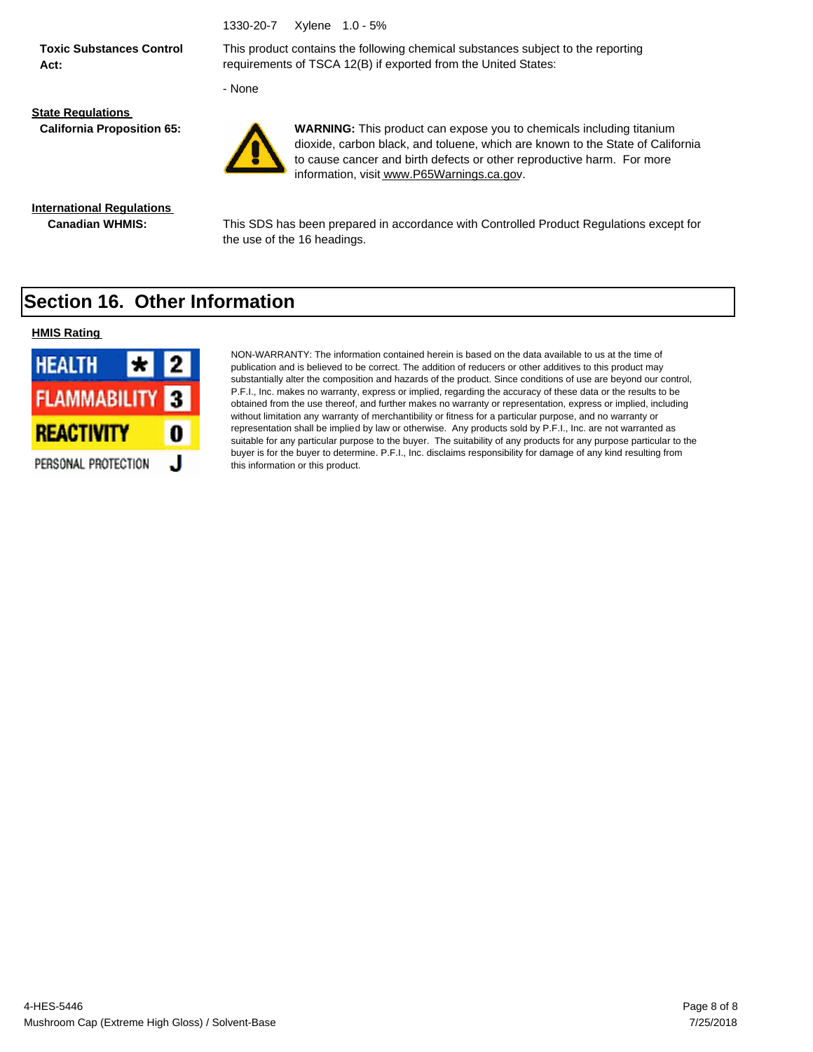1330-20-7 Xylene 1.0 - 5%

**Toxic Substances Control Act:** This product contains the following chemical substances subject to the reporting requirements of TSCA 12(B) if exported from the United States:

- None

**State Regulations**

**California Proposition 65:**

**WARNING:** This product can expose you to chemicals including titanium dioxide, carbon black, and toluene, which are known to the State of California to cause cancer and birth defects or other reproductive harm. For more information, visit www.P65Warnings.ca.gov.

**International Regulations**

**Canadian WHMIS:** This SDS has been prepared in accordance with Controlled Product Regulations except for the use of the 16 headings.

## Section 16. Other Information

**HMIS Rating**

| | | |
|---|---|---|
| HEALTH | * | 2 |
| FLAMMABILITY | | 3 |
| REACTIVITY | | 0 |
| PERSONAL PROTECTION | | J |

NON-WARRANTY: The information contained herein is based on the data available to us at the time of publication and is believed to be correct. The addition of reducers or other additives to this product may substantially alter the composition and hazards of the product. Since conditions of use are beyond our control, P.F.I., Inc. makes no warranty, express or implied, regarding the accuracy of these data or the results to be obtained from the use thereof, and further makes no warranty or representation, express or implied, including without limitation any warranty of merchantability or fitness for a particular purpose, and no warranty or representation shall be implied by law or otherwise. Any products sold by P.F.I., Inc. are not warranted as suitable for any particular purpose to the buyer. The suitability of any products for any purpose particular to the buyer is for the buyer to determine. P.F.I., Inc. disclaims responsibility for damage of any kind resulting from this information or this product.

4-HES-5446
Mushroom Cap (Extreme High Gloss) / Solvent-Base

7/25/2018